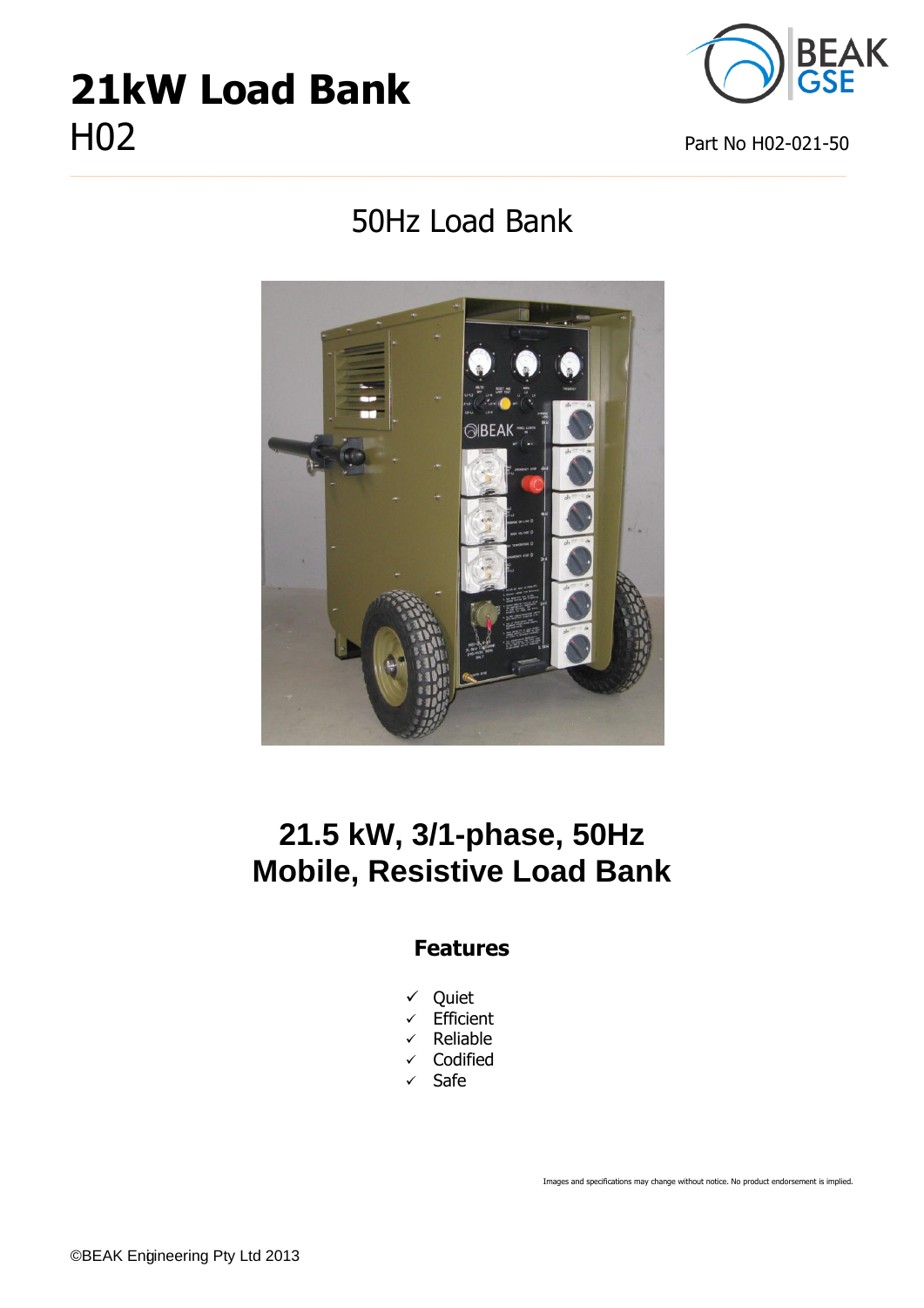# 21kW Load Bank

H02

Part No H02-021-50

## 50Hz Load Bank

## 21.5 kW, 3/1-phase, 50Hz
## Mobile, Resistive Load Bank

### Features

- ✓ Quiet
- ✓ Efficient
- ✓ Reliable
- ✓ Codified
- ✓ Safe

Images and specifications may change without notice. No product endorsement is implied.

©BEAK Engineering Pty Ltd 2013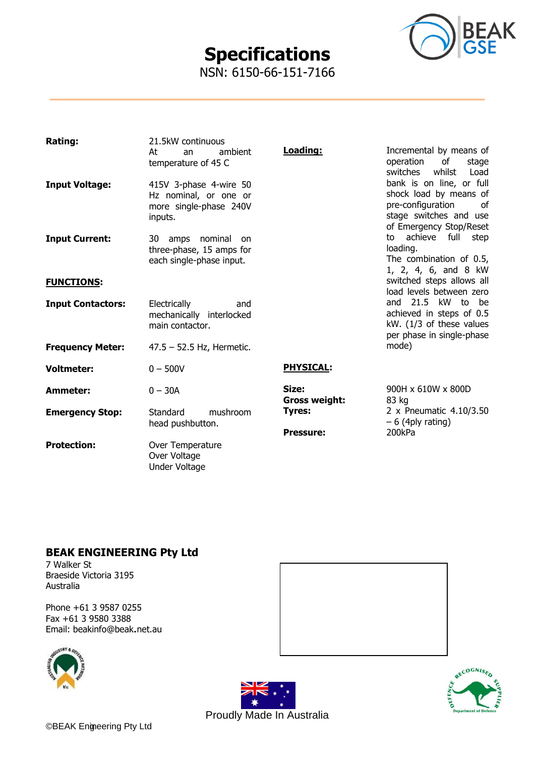# Specifications

NSN: 6150-66-151-7166

**Rating:** 21.5kW continuous At an ambient temperature of 45 C

**Input Voltage:** 415V 3-phase 4-wire 50 Hz nominal, or one or more single-phase 240V inputs.

**Input Current:** 30 amps nominal on three-phase, 15 amps for each single-phase input.

**FUNCTIONS:**

**Input Contactors:** Electrically and mechanically interlocked main contactor.

**Frequency Meter:** 47.5 – 52.5 Hz, Hermetic.

**Voltmeter:** 0 – 500V

**Ammeter:** 0 – 30A

**Emergency Stop:** Standard mushroom head pushbutton.

**Protection:** Over Temperature
Over Voltage
Under Voltage

**Loading:** Incremental by means of operation of stage switches whilst Load bank is on line, or full shock load by means of pre-configuration of stage switches and use of Emergency Stop/Reset to achieve full step loading.
The combination of 0.5, 1, 2, 4, 6, and 8 kW switched steps allows all load levels between zero and 21.5 kW to be achieved in steps of 0.5 kW. (1/3 of these values per phase in single-phase mode)

**PHYSICAL:**

**Size:** 900H x 610W x 800D
**Gross weight:** 83 kg
**Tyres:** 2 x Pneumatic 4.10/3.50 – 6 (4ply rating)
**Pressure:** 200kPa

**BEAK ENGINEERING Pty Ltd**
7 Walker St
Braeside Victoria 3195
Australia

Phone +61 3 9587 0255
Fax +61 3 9580 3388
Email: beakinfo@beak.net.au

Proudly Made In Australia

©BEAK Engineering Pty Ltd